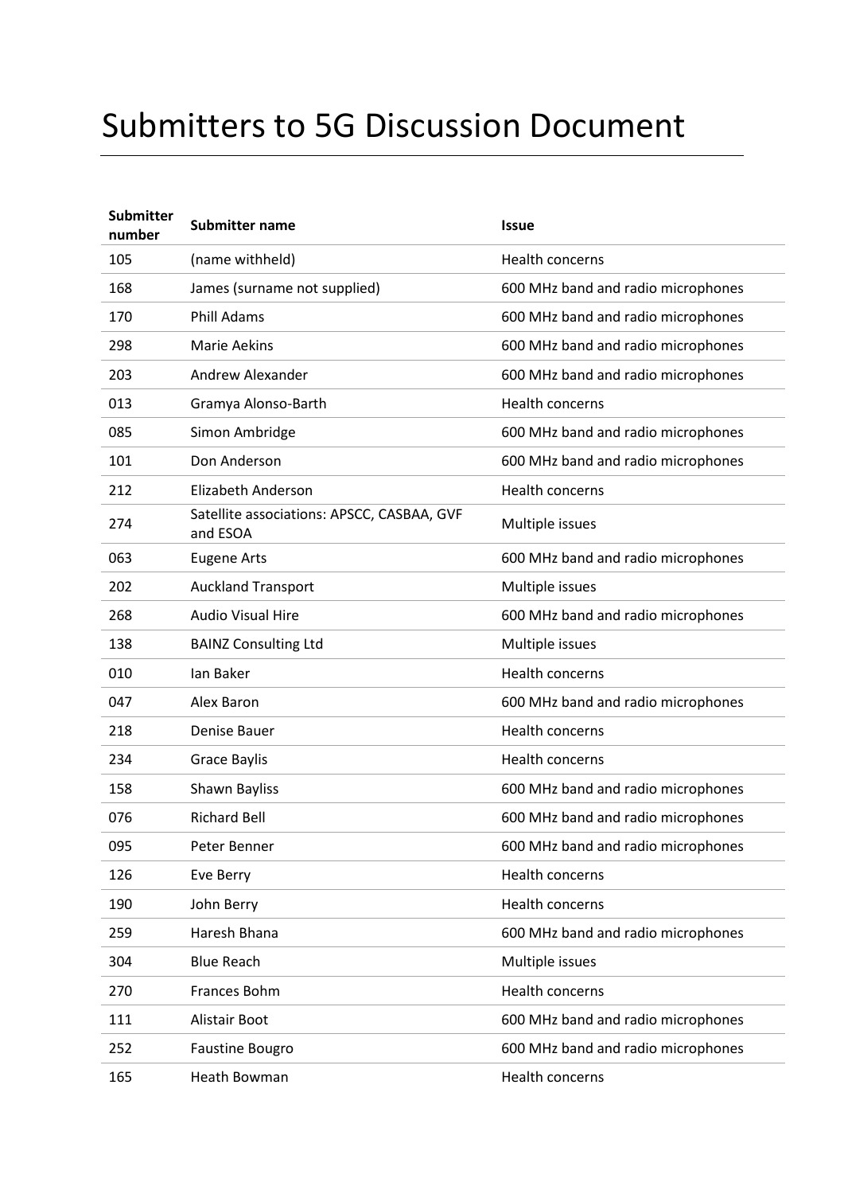# Submitters to 5G Discussion Document

| Submitter number | Submitter name | Issue |
|---|---|---|
| 105 | (name withheld) | Health concerns |
| 168 | James (surname not supplied) | 600 MHz band and radio microphones |
| 170 | Phill Adams | 600 MHz band and radio microphones |
| 298 | Marie Aekins | 600 MHz band and radio microphones |
| 203 | Andrew Alexander | 600 MHz band and radio microphones |
| 013 | Gramya Alonso-Barth | Health concerns |
| 085 | Simon Ambridge | 600 MHz band and radio microphones |
| 101 | Don Anderson | 600 MHz band and radio microphones |
| 212 | Elizabeth Anderson | Health concerns |
| 274 | Satellite associations: APSCC, CASBAA, GVF and ESOA | Multiple issues |
| 063 | Eugene Arts | 600 MHz band and radio microphones |
| 202 | Auckland Transport | Multiple issues |
| 268 | Audio Visual Hire | 600 MHz band and radio microphones |
| 138 | BAINZ Consulting Ltd | Multiple issues |
| 010 | Ian Baker | Health concerns |
| 047 | Alex Baron | 600 MHz band and radio microphones |
| 218 | Denise Bauer | Health concerns |
| 234 | Grace Baylis | Health concerns |
| 158 | Shawn Bayliss | 600 MHz band and radio microphones |
| 076 | Richard Bell | 600 MHz band and radio microphones |
| 095 | Peter Benner | 600 MHz band and radio microphones |
| 126 | Eve Berry | Health concerns |
| 190 | John Berry | Health concerns |
| 259 | Haresh Bhana | 600 MHz band and radio microphones |
| 304 | Blue Reach | Multiple issues |
| 270 | Frances Bohm | Health concerns |
| 111 | Alistair Boot | 600 MHz band and radio microphones |
| 252 | Faustine Bougro | 600 MHz band and radio microphones |
| 165 | Heath Bowman | Health concerns |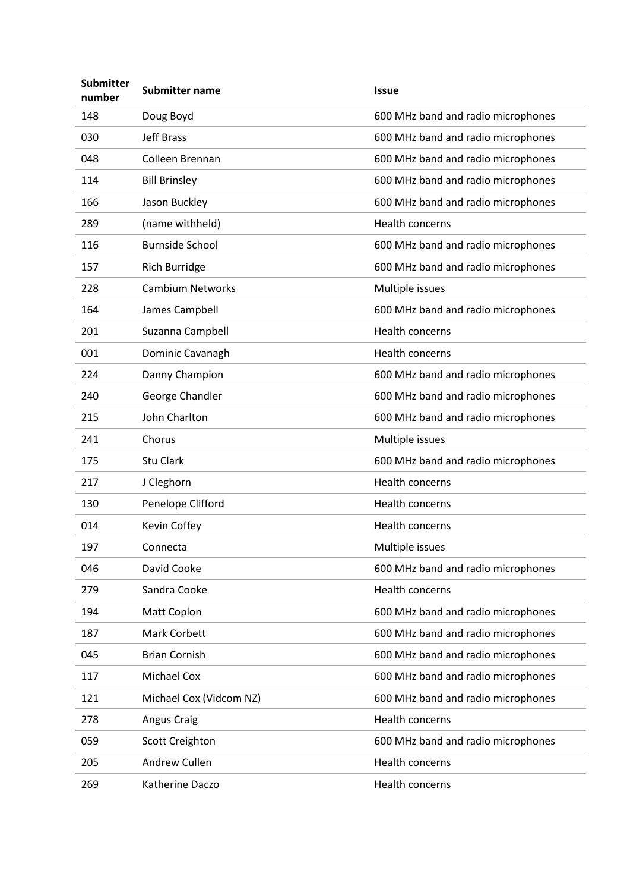| Submitter number | Submitter name | Issue |
|---|---|---|
| 148 | Doug Boyd | 600 MHz band and radio microphones |
| 030 | Jeff Brass | 600 MHz band and radio microphones |
| 048 | Colleen Brennan | 600 MHz band and radio microphones |
| 114 | Bill Brinsley | 600 MHz band and radio microphones |
| 166 | Jason Buckley | 600 MHz band and radio microphones |
| 289 | (name withheld) | Health concerns |
| 116 | Burnside School | 600 MHz band and radio microphones |
| 157 | Rich Burridge | 600 MHz band and radio microphones |
| 228 | Cambium Networks | Multiple issues |
| 164 | James Campbell | 600 MHz band and radio microphones |
| 201 | Suzanna Campbell | Health concerns |
| 001 | Dominic Cavanagh | Health concerns |
| 224 | Danny Champion | 600 MHz band and radio microphones |
| 240 | George Chandler | 600 MHz band and radio microphones |
| 215 | John Charlton | 600 MHz band and radio microphones |
| 241 | Chorus | Multiple issues |
| 175 | Stu Clark | 600 MHz band and radio microphones |
| 217 | J Cleghorn | Health concerns |
| 130 | Penelope Clifford | Health concerns |
| 014 | Kevin Coffey | Health concerns |
| 197 | Connecta | Multiple issues |
| 046 | David Cooke | 600 MHz band and radio microphones |
| 279 | Sandra Cooke | Health concerns |
| 194 | Matt Coplon | 600 MHz band and radio microphones |
| 187 | Mark Corbett | 600 MHz band and radio microphones |
| 045 | Brian Cornish | 600 MHz band and radio microphones |
| 117 | Michael Cox | 600 MHz band and radio microphones |
| 121 | Michael Cox (Vidcom NZ) | 600 MHz band and radio microphones |
| 278 | Angus Craig | Health concerns |
| 059 | Scott Creighton | 600 MHz band and radio microphones |
| 205 | Andrew Cullen | Health concerns |
| 269 | Katherine Daczo | Health concerns |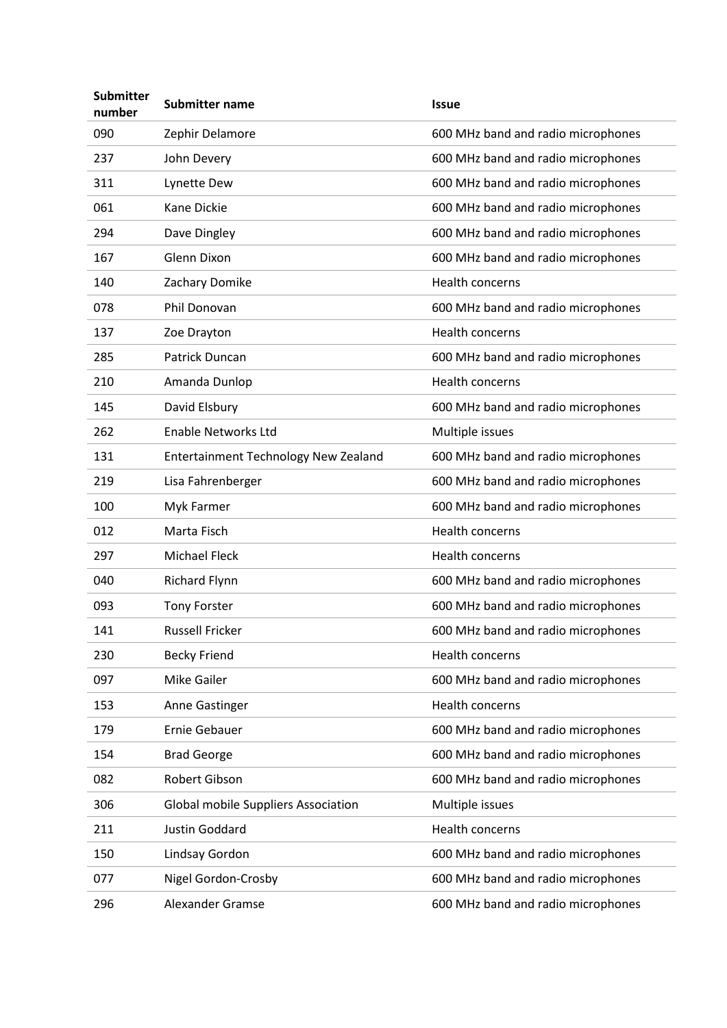| Submitter number | Submitter name | Issue |
|---|---|---|
| 090 | Zephir Delamore | 600 MHz band and radio microphones |
| 237 | John Devery | 600 MHz band and radio microphones |
| 311 | Lynette Dew | 600 MHz band and radio microphones |
| 061 | Kane Dickie | 600 MHz band and radio microphones |
| 294 | Dave Dingley | 600 MHz band and radio microphones |
| 167 | Glenn Dixon | 600 MHz band and radio microphones |
| 140 | Zachary Domike | Health concerns |
| 078 | Phil Donovan | 600 MHz band and radio microphones |
| 137 | Zoe Drayton | Health concerns |
| 285 | Patrick Duncan | 600 MHz band and radio microphones |
| 210 | Amanda Dunlop | Health concerns |
| 145 | David Elsbury | 600 MHz band and radio microphones |
| 262 | Enable Networks Ltd | Multiple issues |
| 131 | Entertainment Technology New Zealand | 600 MHz band and radio microphones |
| 219 | Lisa Fahrenberger | 600 MHz band and radio microphones |
| 100 | Myk Farmer | 600 MHz band and radio microphones |
| 012 | Marta Fisch | Health concerns |
| 297 | Michael Fleck | Health concerns |
| 040 | Richard Flynn | 600 MHz band and radio microphones |
| 093 | Tony Forster | 600 MHz band and radio microphones |
| 141 | Russell Fricker | 600 MHz band and radio microphones |
| 230 | Becky Friend | Health concerns |
| 097 | Mike Gailer | 600 MHz band and radio microphones |
| 153 | Anne Gastinger | Health concerns |
| 179 | Ernie Gebauer | 600 MHz band and radio microphones |
| 154 | Brad George | 600 MHz band and radio microphones |
| 082 | Robert Gibson | 600 MHz band and radio microphones |
| 306 | Global mobile Suppliers Association | Multiple issues |
| 211 | Justin Goddard | Health concerns |
| 150 | Lindsay Gordon | 600 MHz band and radio microphones |
| 077 | Nigel Gordon-Crosby | 600 MHz band and radio microphones |
| 296 | Alexander Gramse | 600 MHz band and radio microphones |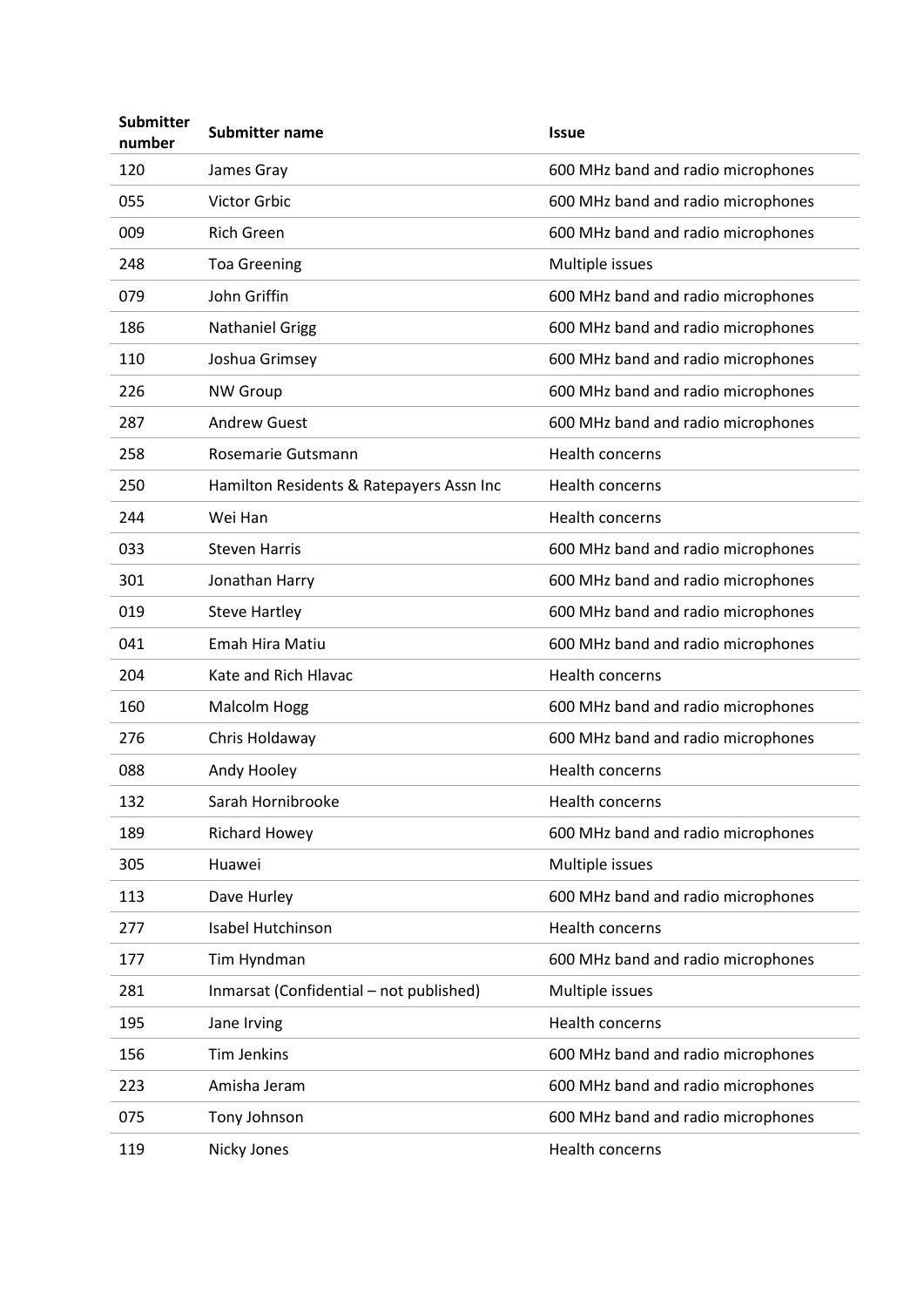| Submitter number | Submitter name | Issue |
|---|---|---|
| 120 | James Gray | 600 MHz band and radio microphones |
| 055 | Victor Grbic | 600 MHz band and radio microphones |
| 009 | Rich Green | 600 MHz band and radio microphones |
| 248 | Toa Greening | Multiple issues |
| 079 | John Griffin | 600 MHz band and radio microphones |
| 186 | Nathaniel Grigg | 600 MHz band and radio microphones |
| 110 | Joshua Grimsey | 600 MHz band and radio microphones |
| 226 | NW Group | 600 MHz band and radio microphones |
| 287 | Andrew Guest | 600 MHz band and radio microphones |
| 258 | Rosemarie Gutsmann | Health concerns |
| 250 | Hamilton Residents & Ratepayers Assn Inc | Health concerns |
| 244 | Wei Han | Health concerns |
| 033 | Steven Harris | 600 MHz band and radio microphones |
| 301 | Jonathan Harry | 600 MHz band and radio microphones |
| 019 | Steve Hartley | 600 MHz band and radio microphones |
| 041 | Emah Hira Matiu | 600 MHz band and radio microphones |
| 204 | Kate and Rich Hlavac | Health concerns |
| 160 | Malcolm Hogg | 600 MHz band and radio microphones |
| 276 | Chris Holdaway | 600 MHz band and radio microphones |
| 088 | Andy Hooley | Health concerns |
| 132 | Sarah Hornibrooke | Health concerns |
| 189 | Richard Howey | 600 MHz band and radio microphones |
| 305 | Huawei | Multiple issues |
| 113 | Dave Hurley | 600 MHz band and radio microphones |
| 277 | Isabel Hutchinson | Health concerns |
| 177 | Tim Hyndman | 600 MHz band and radio microphones |
| 281 | Inmarsat (Confidential – not published) | Multiple issues |
| 195 | Jane Irving | Health concerns |
| 156 | Tim Jenkins | 600 MHz band and radio microphones |
| 223 | Amisha Jeram | 600 MHz band and radio microphones |
| 075 | Tony Johnson | 600 MHz band and radio microphones |
| 119 | Nicky Jones | Health concerns |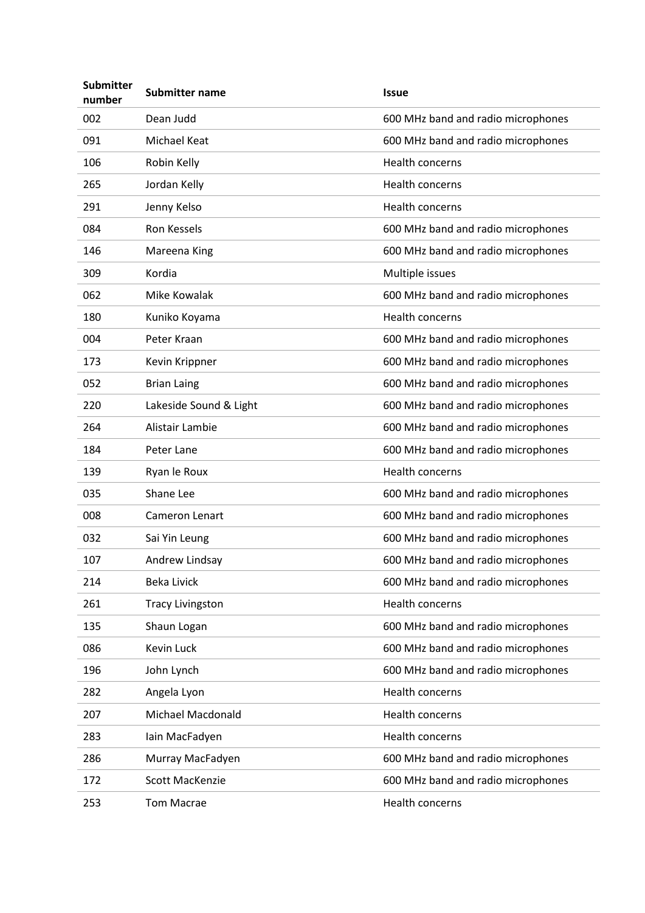| Submitter number | Submitter name | Issue |
|---|---|---|
| 002 | Dean Judd | 600 MHz band and radio microphones |
| 091 | Michael Keat | 600 MHz band and radio microphones |
| 106 | Robin Kelly | Health concerns |
| 265 | Jordan Kelly | Health concerns |
| 291 | Jenny Kelso | Health concerns |
| 084 | Ron Kessels | 600 MHz band and radio microphones |
| 146 | Mareena King | 600 MHz band and radio microphones |
| 309 | Kordia | Multiple issues |
| 062 | Mike Kowalak | 600 MHz band and radio microphones |
| 180 | Kuniko Koyama | Health concerns |
| 004 | Peter Kraan | 600 MHz band and radio microphones |
| 173 | Kevin Krippner | 600 MHz band and radio microphones |
| 052 | Brian Laing | 600 MHz band and radio microphones |
| 220 | Lakeside Sound & Light | 600 MHz band and radio microphones |
| 264 | Alistair Lambie | 600 MHz band and radio microphones |
| 184 | Peter Lane | 600 MHz band and radio microphones |
| 139 | Ryan le Roux | Health concerns |
| 035 | Shane Lee | 600 MHz band and radio microphones |
| 008 | Cameron Lenart | 600 MHz band and radio microphones |
| 032 | Sai Yin Leung | 600 MHz band and radio microphones |
| 107 | Andrew Lindsay | 600 MHz band and radio microphones |
| 214 | Beka Livick | 600 MHz band and radio microphones |
| 261 | Tracy Livingston | Health concerns |
| 135 | Shaun Logan | 600 MHz band and radio microphones |
| 086 | Kevin Luck | 600 MHz band and radio microphones |
| 196 | John Lynch | 600 MHz band and radio microphones |
| 282 | Angela Lyon | Health concerns |
| 207 | Michael Macdonald | Health concerns |
| 283 | Iain MacFadyen | Health concerns |
| 286 | Murray MacFadyen | 600 MHz band and radio microphones |
| 172 | Scott MacKenzie | 600 MHz band and radio microphones |
| 253 | Tom Macrae | Health concerns |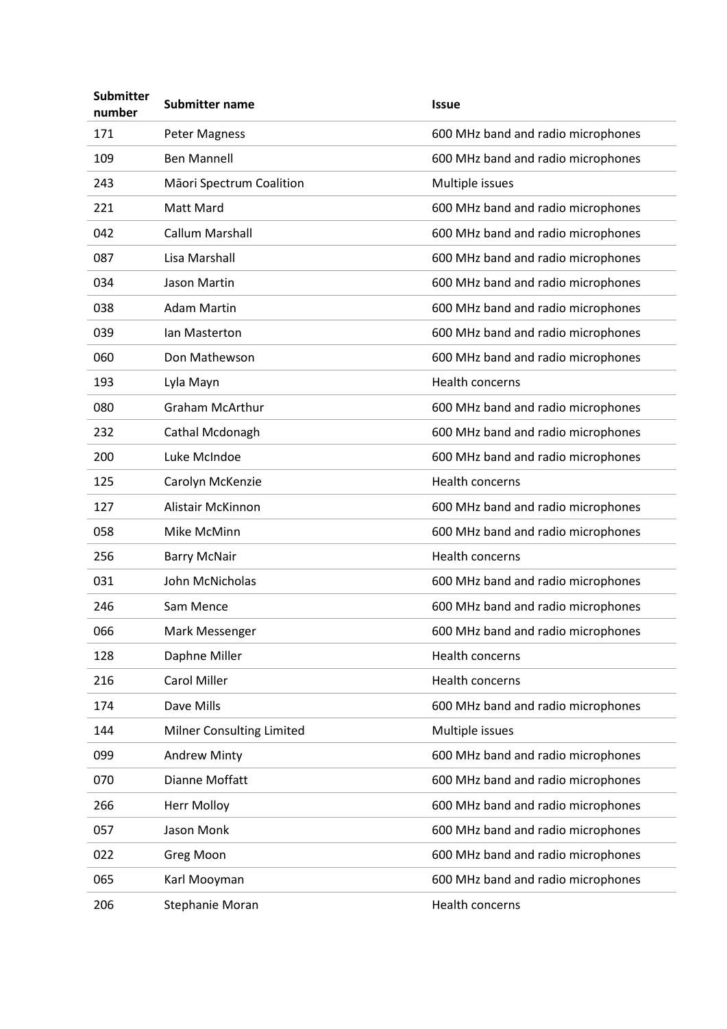| Submitter number | Submitter name | Issue |
|---|---|---|
| 171 | Peter Magness | 600 MHz band and radio microphones |
| 109 | Ben Mannell | 600 MHz band and radio microphones |
| 243 | Māori Spectrum Coalition | Multiple issues |
| 221 | Matt Mard | 600 MHz band and radio microphones |
| 042 | Callum Marshall | 600 MHz band and radio microphones |
| 087 | Lisa Marshall | 600 MHz band and radio microphones |
| 034 | Jason Martin | 600 MHz band and radio microphones |
| 038 | Adam Martin | 600 MHz band and radio microphones |
| 039 | Ian Masterton | 600 MHz band and radio microphones |
| 060 | Don Mathewson | 600 MHz band and radio microphones |
| 193 | Lyla Mayn | Health concerns |
| 080 | Graham McArthur | 600 MHz band and radio microphones |
| 232 | Cathal Mcdonagh | 600 MHz band and radio microphones |
| 200 | Luke McIndoe | 600 MHz band and radio microphones |
| 125 | Carolyn McKenzie | Health concerns |
| 127 | Alistair McKinnon | 600 MHz band and radio microphones |
| 058 | Mike McMinn | 600 MHz band and radio microphones |
| 256 | Barry McNair | Health concerns |
| 031 | John McNicholas | 600 MHz band and radio microphones |
| 246 | Sam Mence | 600 MHz band and radio microphones |
| 066 | Mark Messenger | 600 MHz band and radio microphones |
| 128 | Daphne Miller | Health concerns |
| 216 | Carol Miller | Health concerns |
| 174 | Dave Mills | 600 MHz band and radio microphones |
| 144 | Milner Consulting Limited | Multiple issues |
| 099 | Andrew Minty | 600 MHz band and radio microphones |
| 070 | Dianne Moffatt | 600 MHz band and radio microphones |
| 266 | Herr Molloy | 600 MHz band and radio microphones |
| 057 | Jason Monk | 600 MHz band and radio microphones |
| 022 | Greg Moon | 600 MHz band and radio microphones |
| 065 | Karl Mooyman | 600 MHz band and radio microphones |
| 206 | Stephanie Moran | Health concerns |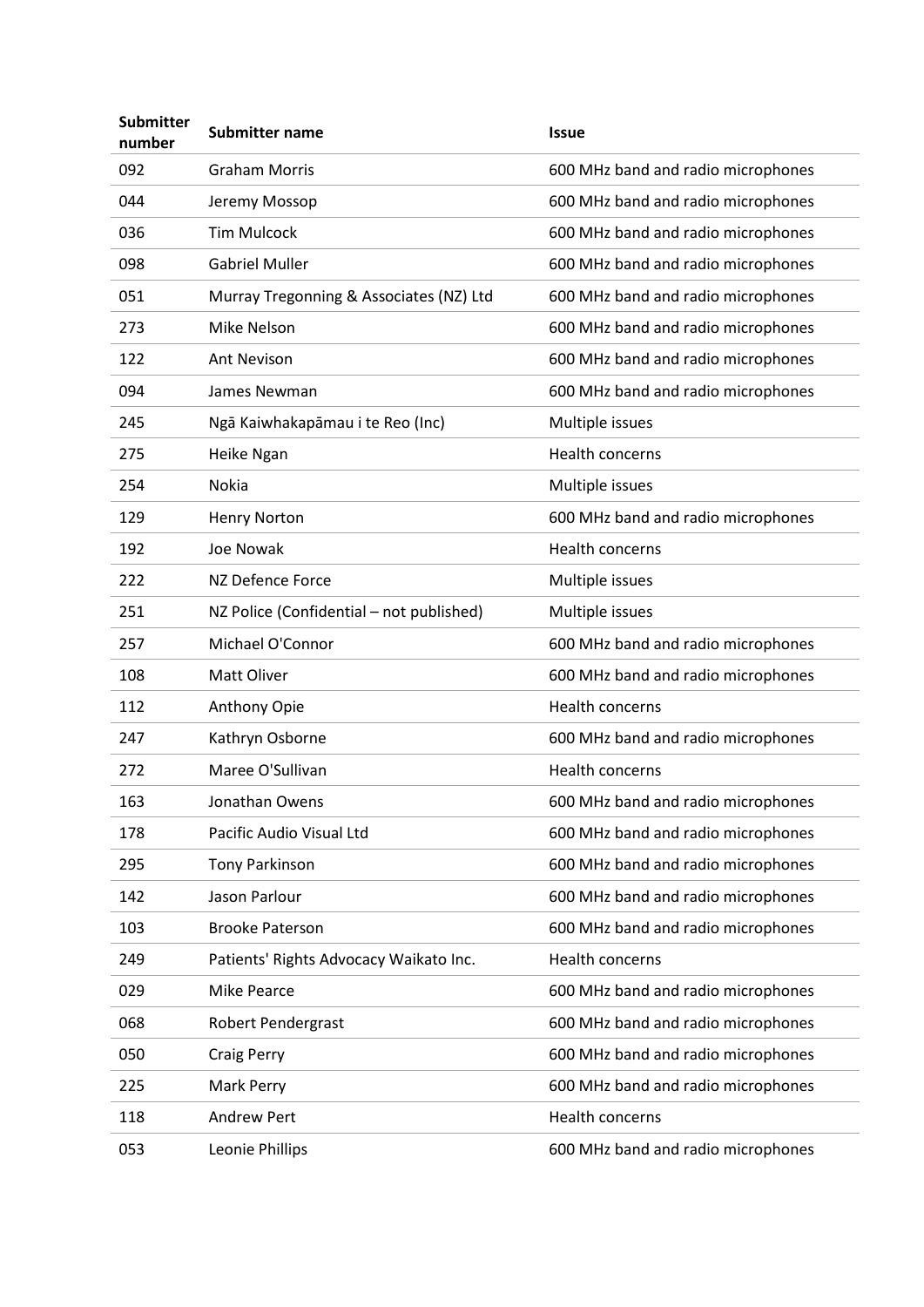| Submitter number | Submitter name | Issue |
|---|---|---|
| 092 | Graham Morris | 600 MHz band and radio microphones |
| 044 | Jeremy Mossop | 600 MHz band and radio microphones |
| 036 | Tim Mulcock | 600 MHz band and radio microphones |
| 098 | Gabriel Muller | 600 MHz band and radio microphones |
| 051 | Murray Tregonning & Associates (NZ) Ltd | 600 MHz band and radio microphones |
| 273 | Mike Nelson | 600 MHz band and radio microphones |
| 122 | Ant Nevison | 600 MHz band and radio microphones |
| 094 | James Newman | 600 MHz band and radio microphones |
| 245 | Ngā Kaiwhakapāmau i te Reo (Inc) | Multiple issues |
| 275 | Heike Ngan | Health concerns |
| 254 | Nokia | Multiple issues |
| 129 | Henry Norton | 600 MHz band and radio microphones |
| 192 | Joe Nowak | Health concerns |
| 222 | NZ Defence Force | Multiple issues |
| 251 | NZ Police (Confidential – not published) | Multiple issues |
| 257 | Michael O'Connor | 600 MHz band and radio microphones |
| 108 | Matt Oliver | 600 MHz band and radio microphones |
| 112 | Anthony Opie | Health concerns |
| 247 | Kathryn Osborne | 600 MHz band and radio microphones |
| 272 | Maree O'Sullivan | Health concerns |
| 163 | Jonathan Owens | 600 MHz band and radio microphones |
| 178 | Pacific Audio Visual Ltd | 600 MHz band and radio microphones |
| 295 | Tony Parkinson | 600 MHz band and radio microphones |
| 142 | Jason Parlour | 600 MHz band and radio microphones |
| 103 | Brooke Paterson | 600 MHz band and radio microphones |
| 249 | Patients' Rights Advocacy Waikato Inc. | Health concerns |
| 029 | Mike Pearce | 600 MHz band and radio microphones |
| 068 | Robert Pendergrast | 600 MHz band and radio microphones |
| 050 | Craig Perry | 600 MHz band and radio microphones |
| 225 | Mark Perry | 600 MHz band and radio microphones |
| 118 | Andrew Pert | Health concerns |
| 053 | Leonie Phillips | 600 MHz band and radio microphones |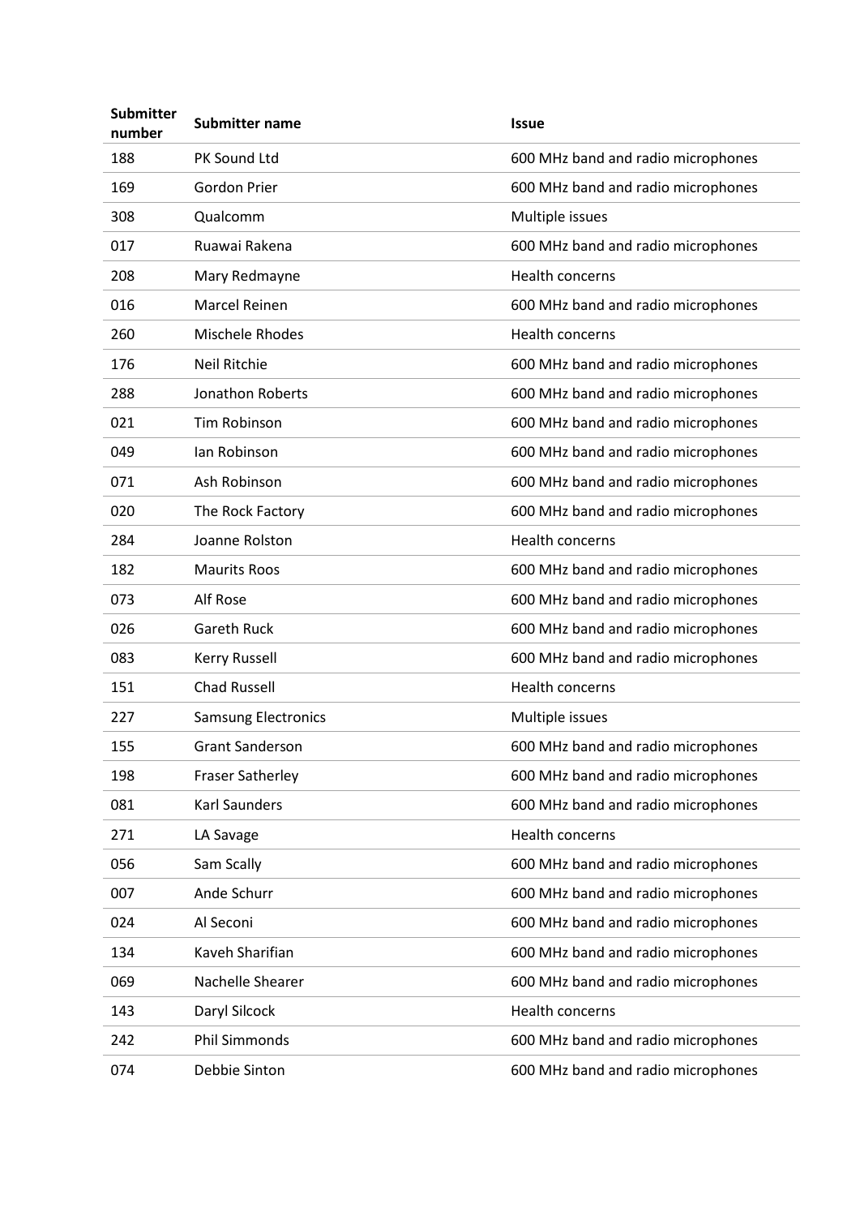| Submitter number | Submitter name | Issue |
|---|---|---|
| 188 | PK Sound Ltd | 600 MHz band and radio microphones |
| 169 | Gordon Prier | 600 MHz band and radio microphones |
| 308 | Qualcomm | Multiple issues |
| 017 | Ruawai Rakena | 600 MHz band and radio microphones |
| 208 | Mary Redmayne | Health concerns |
| 016 | Marcel Reinen | 600 MHz band and radio microphones |
| 260 | Mischele Rhodes | Health concerns |
| 176 | Neil Ritchie | 600 MHz band and radio microphones |
| 288 | Jonathon Roberts | 600 MHz band and radio microphones |
| 021 | Tim Robinson | 600 MHz band and radio microphones |
| 049 | Ian Robinson | 600 MHz band and radio microphones |
| 071 | Ash Robinson | 600 MHz band and radio microphones |
| 020 | The Rock Factory | 600 MHz band and radio microphones |
| 284 | Joanne Rolston | Health concerns |
| 182 | Maurits Roos | 600 MHz band and radio microphones |
| 073 | Alf Rose | 600 MHz band and radio microphones |
| 026 | Gareth Ruck | 600 MHz band and radio microphones |
| 083 | Kerry Russell | 600 MHz band and radio microphones |
| 151 | Chad Russell | Health concerns |
| 227 | Samsung Electronics | Multiple issues |
| 155 | Grant Sanderson | 600 MHz band and radio microphones |
| 198 | Fraser Satherley | 600 MHz band and radio microphones |
| 081 | Karl Saunders | 600 MHz band and radio microphones |
| 271 | LA Savage | Health concerns |
| 056 | Sam Scally | 600 MHz band and radio microphones |
| 007 | Ande Schurr | 600 MHz band and radio microphones |
| 024 | Al Seconi | 600 MHz band and radio microphones |
| 134 | Kaveh Sharifian | 600 MHz band and radio microphones |
| 069 | Nachelle Shearer | 600 MHz band and radio microphones |
| 143 | Daryl Silcock | Health concerns |
| 242 | Phil Simmonds | 600 MHz band and radio microphones |
| 074 | Debbie Sinton | 600 MHz band and radio microphones |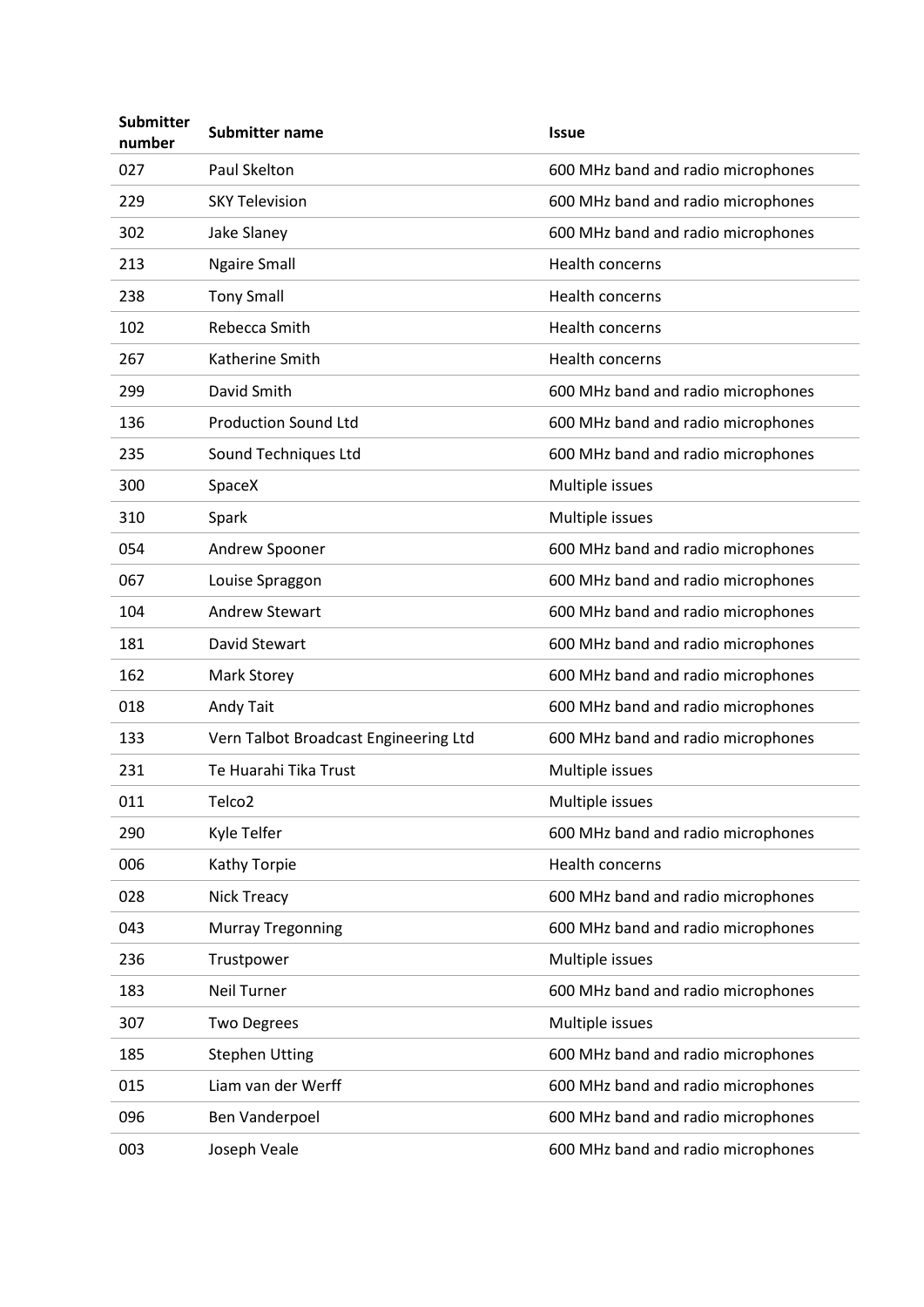| Submitter number | Submitter name | Issue |
|---|---|---|
| 027 | Paul Skelton | 600 MHz band and radio microphones |
| 229 | SKY Television | 600 MHz band and radio microphones |
| 302 | Jake Slaney | 600 MHz band and radio microphones |
| 213 | Ngaire Small | Health concerns |
| 238 | Tony Small | Health concerns |
| 102 | Rebecca Smith | Health concerns |
| 267 | Katherine Smith | Health concerns |
| 299 | David Smith | 600 MHz band and radio microphones |
| 136 | Production Sound Ltd | 600 MHz band and radio microphones |
| 235 | Sound Techniques Ltd | 600 MHz band and radio microphones |
| 300 | SpaceX | Multiple issues |
| 310 | Spark | Multiple issues |
| 054 | Andrew Spooner | 600 MHz band and radio microphones |
| 067 | Louise Spraggon | 600 MHz band and radio microphones |
| 104 | Andrew Stewart | 600 MHz band and radio microphones |
| 181 | David Stewart | 600 MHz band and radio microphones |
| 162 | Mark Storey | 600 MHz band and radio microphones |
| 018 | Andy Tait | 600 MHz band and radio microphones |
| 133 | Vern Talbot Broadcast Engineering Ltd | 600 MHz band and radio microphones |
| 231 | Te Huarahi Tika Trust | Multiple issues |
| 011 | Telco2 | Multiple issues |
| 290 | Kyle Telfer | 600 MHz band and radio microphones |
| 006 | Kathy Torpie | Health concerns |
| 028 | Nick Treacy | 600 MHz band and radio microphones |
| 043 | Murray Tregonning | 600 MHz band and radio microphones |
| 236 | Trustpower | Multiple issues |
| 183 | Neil Turner | 600 MHz band and radio microphones |
| 307 | Two Degrees | Multiple issues |
| 185 | Stephen Utting | 600 MHz band and radio microphones |
| 015 | Liam van der Werff | 600 MHz band and radio microphones |
| 096 | Ben Vanderpoel | 600 MHz band and radio microphones |
| 003 | Joseph Veale | 600 MHz band and radio microphones |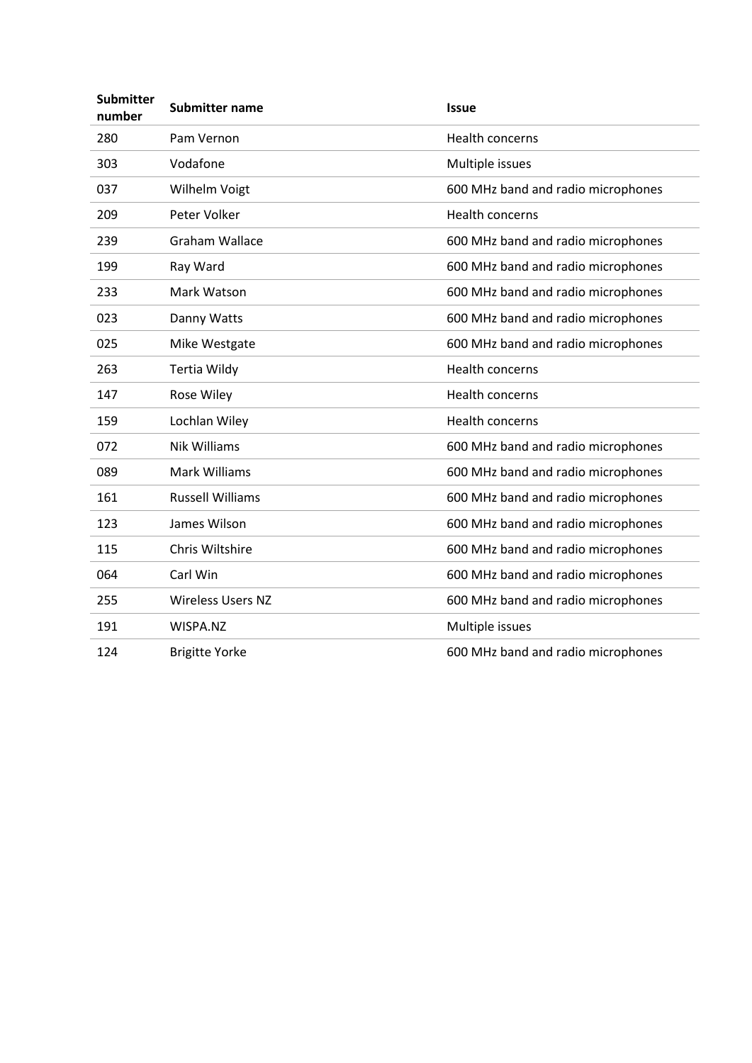| Submitter number | Submitter name | Issue |
|---|---|---|
| 280 | Pam Vernon | Health concerns |
| 303 | Vodafone | Multiple issues |
| 037 | Wilhelm Voigt | 600 MHz band and radio microphones |
| 209 | Peter Volker | Health concerns |
| 239 | Graham Wallace | 600 MHz band and radio microphones |
| 199 | Ray Ward | 600 MHz band and radio microphones |
| 233 | Mark Watson | 600 MHz band and radio microphones |
| 023 | Danny Watts | 600 MHz band and radio microphones |
| 025 | Mike Westgate | 600 MHz band and radio microphones |
| 263 | Tertia Wildy | Health concerns |
| 147 | Rose Wiley | Health concerns |
| 159 | Lochlan Wiley | Health concerns |
| 072 | Nik Williams | 600 MHz band and radio microphones |
| 089 | Mark Williams | 600 MHz band and radio microphones |
| 161 | Russell Williams | 600 MHz band and radio microphones |
| 123 | James Wilson | 600 MHz band and radio microphones |
| 115 | Chris Wiltshire | 600 MHz band and radio microphones |
| 064 | Carl Win | 600 MHz band and radio microphones |
| 255 | Wireless Users NZ | 600 MHz band and radio microphones |
| 191 | WISPA.NZ | Multiple issues |
| 124 | Brigitte Yorke | 600 MHz band and radio microphones |